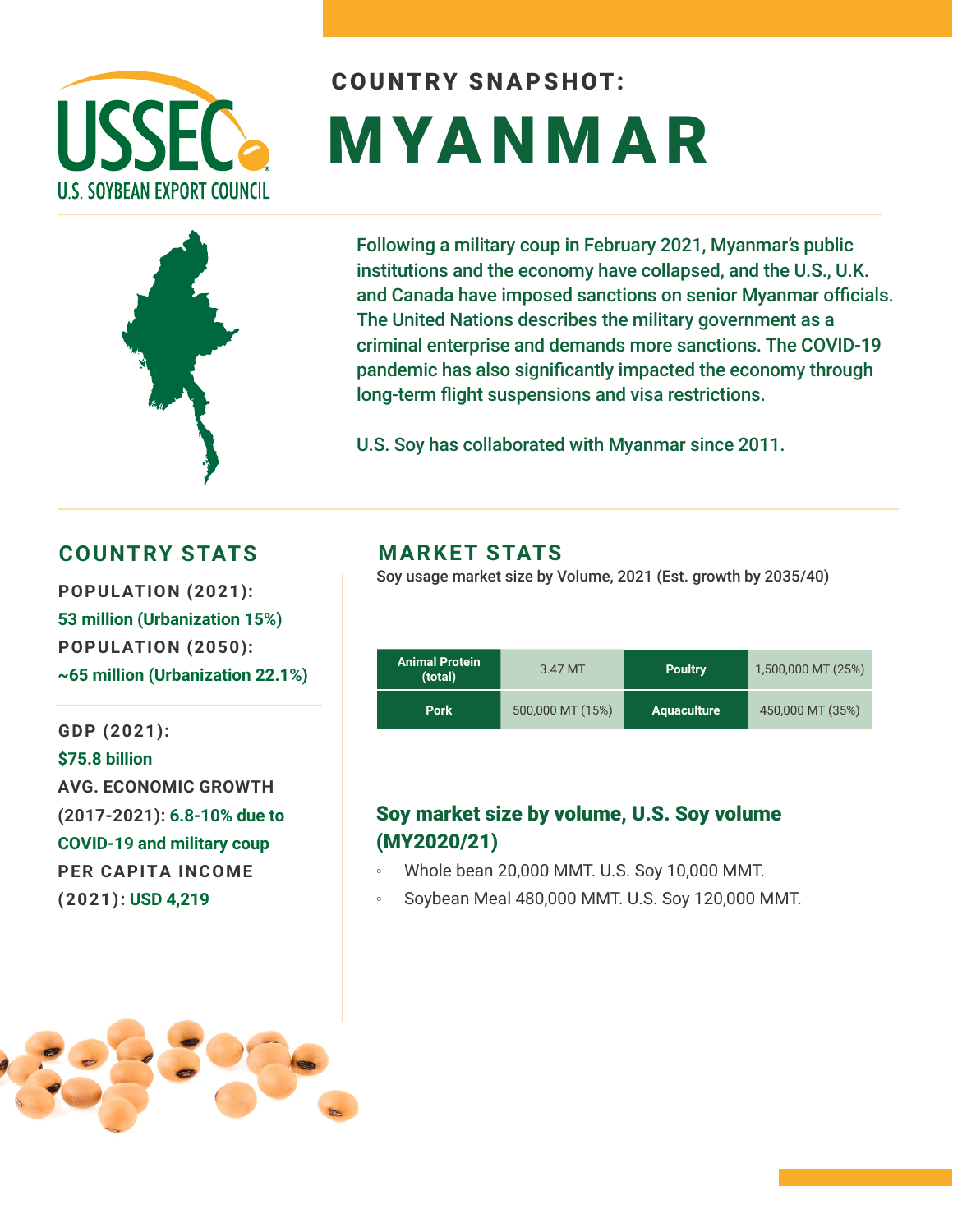# COUNTRY SNAPSHOT:

# MYANMAR

Following a military coup in February 2021, Myanmar's public institutions and the economy have collapsed, and the U.S., U.K. and Canada have imposed sanctions on senior Myanmar officials. The United Nations describes the military government as a criminal enterprise and demands more sanctions. The COVID-19 pandemic has also significantly impacted the economy through long-term flight suspensions and visa restrictions.

U.S. Soy has collaborated with Myanmar since 2011.

## COUNTRY STATS

**POPULATION (2021):**
53 million (Urbanization 15%)

**POPULATION (2050):**
~65 million (Urbanization 22.1%)

**GDP (2021):**
$75.8 billion

**AVG. ECONOMIC GROWTH (2017-2021):** 6.8-10% due to COVID-19 and military coup

**PER CAPITA INCOME (2021):** USD 4,219

## MARKET STATS

Soy usage market size by Volume, 2021 (Est. growth by 2035/40)

| | | | |
|---|---|---|---|
| **Animal Protein (total)** | 3.47 MT | **Poultry** | 1,500,000 MT (25%) |
| **Pork** | 500,000 MT (15%) | **Aquaculture** | 450,000 MT (35%) |

### Soy market size by volume, U.S. Soy volume (MY2020/21)

- Whole bean 20,000 MMT. U.S. Soy 10,000 MMT.
- Soybean Meal 480,000 MMT. U.S. Soy 120,000 MMT.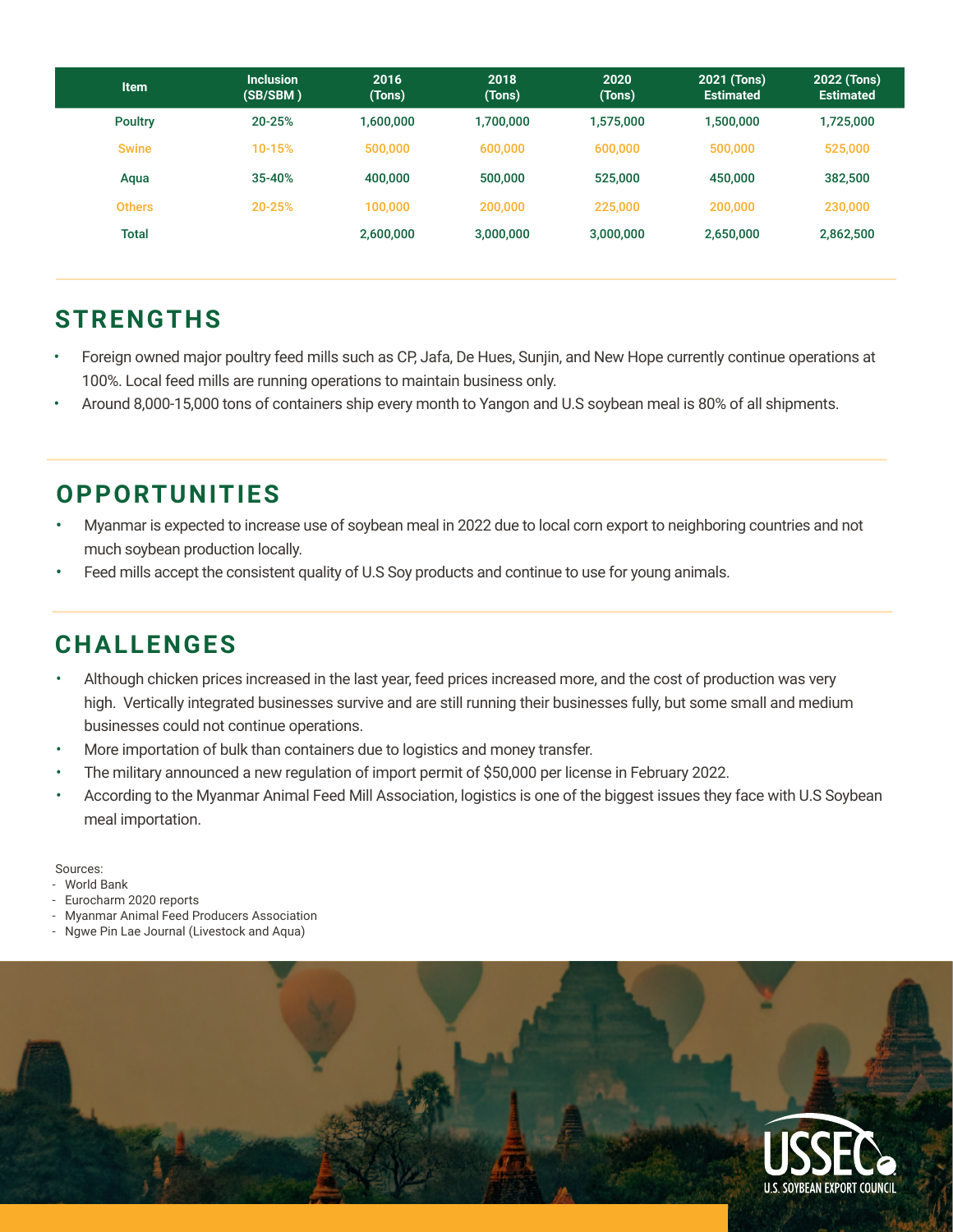| Item | Inclusion (SB/SBM ) | 2016 (Tons) | 2018 (Tons) | 2020 (Tons) | 2021 (Tons) Estimated | 2022 (Tons) Estimated |
|---|---|---|---|---|---|---|
| Poultry | 20-25% | 1,600,000 | 1,700,000 | 1,575,000 | 1,500,000 | 1,725,000 |
| Swine | 10-15% | 500,000 | 600,000 | 600,000 | 500,000 | 525,000 |
| Aqua | 35-40% | 400,000 | 500,000 | 525,000 | 450,000 | 382,500 |
| Others | 20-25% | 100,000 | 200,000 | 225,000 | 200,000 | 230,000 |
| Total | | 2,600,000 | 3,000,000 | 3,000,000 | 2,650,000 | 2,862,500 |

## STRENGTHS

- Foreign owned major poultry feed mills such as CP, Jafa, De Hues, Sunjin, and New Hope currently continue operations at 100%. Local feed mills are running operations to maintain business only.
- Around 8,000-15,000 tons of containers ship every month to Yangon and U.S soybean meal is 80% of all shipments.

## OPPORTUNITIES

- Myanmar is expected to increase use of soybean meal in 2022 due to local corn export to neighboring countries and not much soybean production locally.
- Feed mills accept the consistent quality of U.S Soy products and continue to use for young animals.

## CHALLENGES

- Although chicken prices increased in the last year, feed prices increased more, and the cost of production was very high. Vertically integrated businesses survive and are still running their businesses fully, but some small and medium businesses could not continue operations.
- More importation of bulk than containers due to logistics and money transfer.
- The military announced a new regulation of import permit of $50,000 per license in February 2022.
- According to the Myanmar Animal Feed Mill Association, logistics is one of the biggest issues they face with U.S Soybean meal importation.

Sources:
- World Bank
- Eurocharm 2020 reports
- Myanmar Animal Feed Producers Association
- Ngwe Pin Lae Journal (Livestock and Aqua)

USSEC U.S. SOYBEAN EXPORT COUNCIL